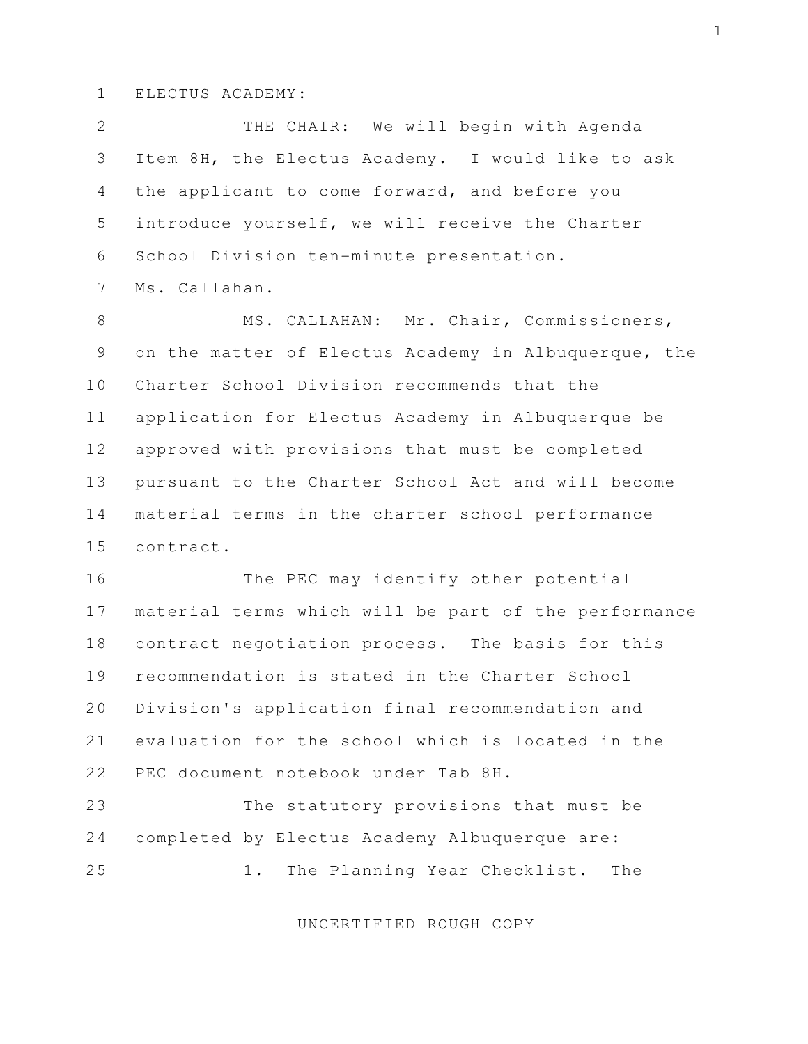ELECTUS ACADEMY:

THE CHAIR: We will begin with Agenda Item 8H, the Electus Academy. I would like to ask the applicant to come forward, and before you introduce yourself, we will receive the Charter School Division ten-minute presentation. Ms. Callahan.

MS. CALLAHAN: Mr. Chair, Commissioners, on the matter of Electus Academy in Albuquerque, the Charter School Division recommends that the application for Electus Academy in Albuquerque be approved with provisions that must be completed pursuant to the Charter School Act and will become material terms in the charter school performance contract.

The PEC may identify other potential material terms which will be part of the performance contract negotiation process. The basis for this recommendation is stated in the Charter School Division's application final recommendation and evaluation for the school which is located in the PEC document notebook under Tab 8H.

The statutory provisions that must be completed by Electus Academy Albuquerque are:

1. The Planning Year Checklist. The

UNCERTIFIED ROUGH COPY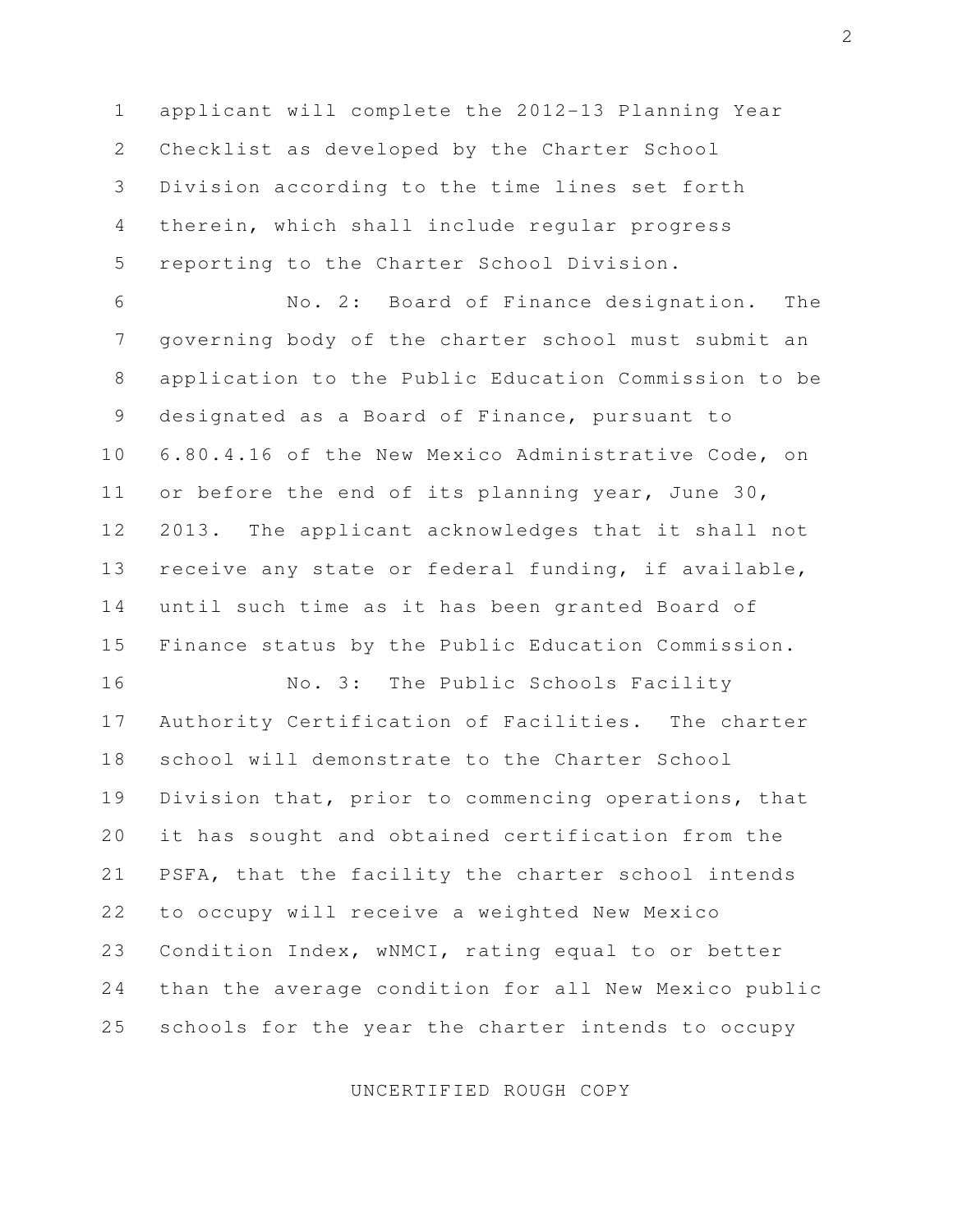applicant will complete the 2012-13 Planning Year Checklist as developed by the Charter School Division according to the time lines set forth therein, which shall include regular progress reporting to the Charter School Division.

No. 2: Board of Finance designation. The governing body of the charter school must submit an application to the Public Education Commission to be designated as a Board of Finance, pursuant to 6.80.4.16 of the New Mexico Administrative Code, on or before the end of its planning year, June 30, 2013. The applicant acknowledges that it shall not receive any state or federal funding, if available, until such time as it has been granted Board of Finance status by the Public Education Commission.

No. 3: The Public Schools Facility Authority Certification of Facilities. The charter school will demonstrate to the Charter School Division that, prior to commencing operations, that it has sought and obtained certification from the PSFA, that the facility the charter school intends to occupy will receive a weighted New Mexico Condition Index, wNMCI, rating equal to or better than the average condition for all New Mexico public schools for the year the charter intends to occupy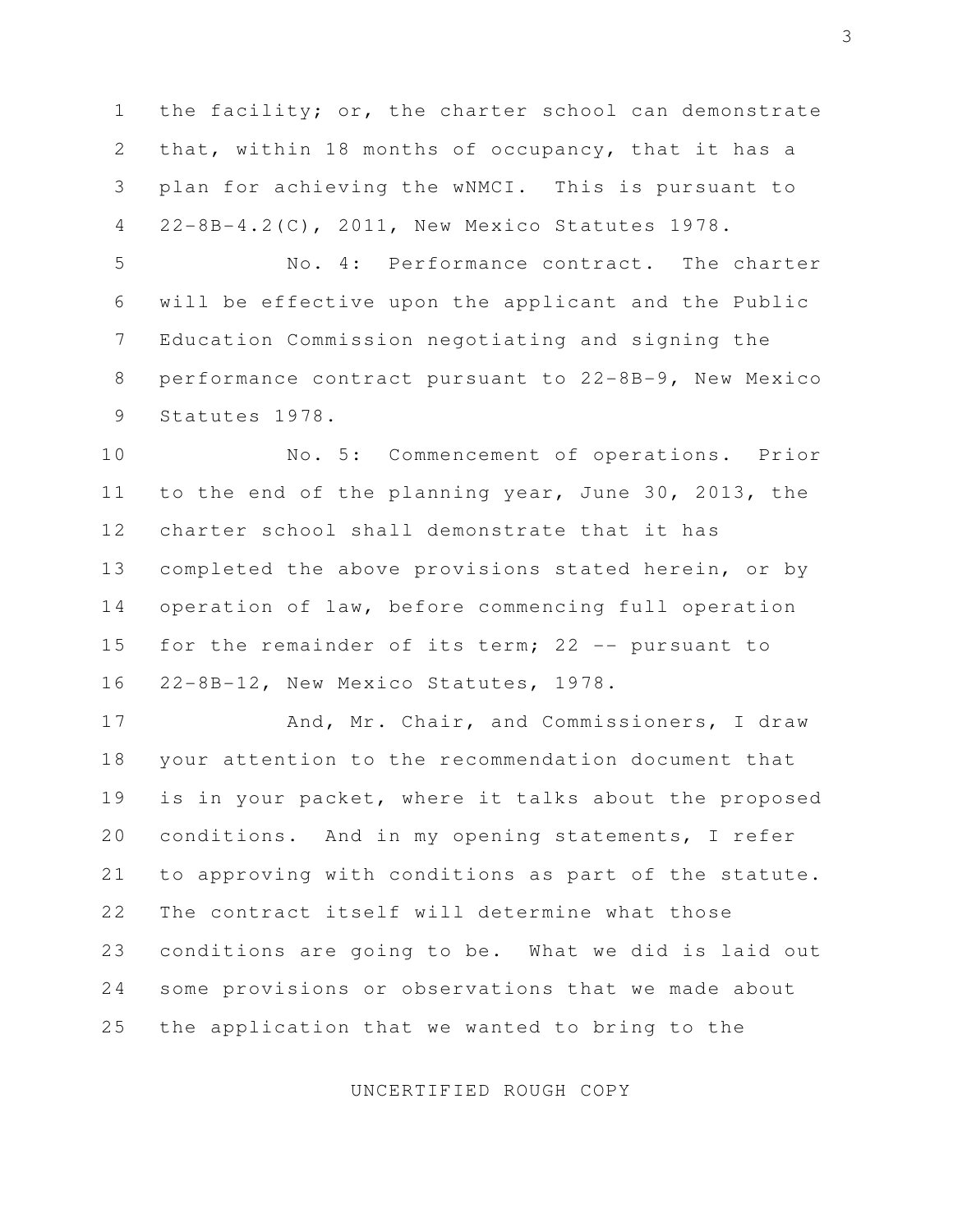the facility; or, the charter school can demonstrate that, within 18 months of occupancy, that it has a plan for achieving the wNMCI. This is pursuant to 22-8B-4.2(C), 2011, New Mexico Statutes 1978.

No. 4: Performance contract. The charter will be effective upon the applicant and the Public Education Commission negotiating and signing the performance contract pursuant to 22-8B-9, New Mexico Statutes 1978.

No. 5: Commencement of operations. Prior to the end of the planning year, June 30, 2013, the charter school shall demonstrate that it has completed the above provisions stated herein, or by operation of law, before commencing full operation for the remainder of its term; 22 -- pursuant to 22-8B-12, New Mexico Statutes, 1978.

And, Mr. Chair, and Commissioners, I draw your attention to the recommendation document that is in your packet, where it talks about the proposed conditions. And in my opening statements, I refer to approving with conditions as part of the statute. The contract itself will determine what those conditions are going to be. What we did is laid out some provisions or observations that we made about the application that we wanted to bring to the

UNCERTIFIED ROUGH COPY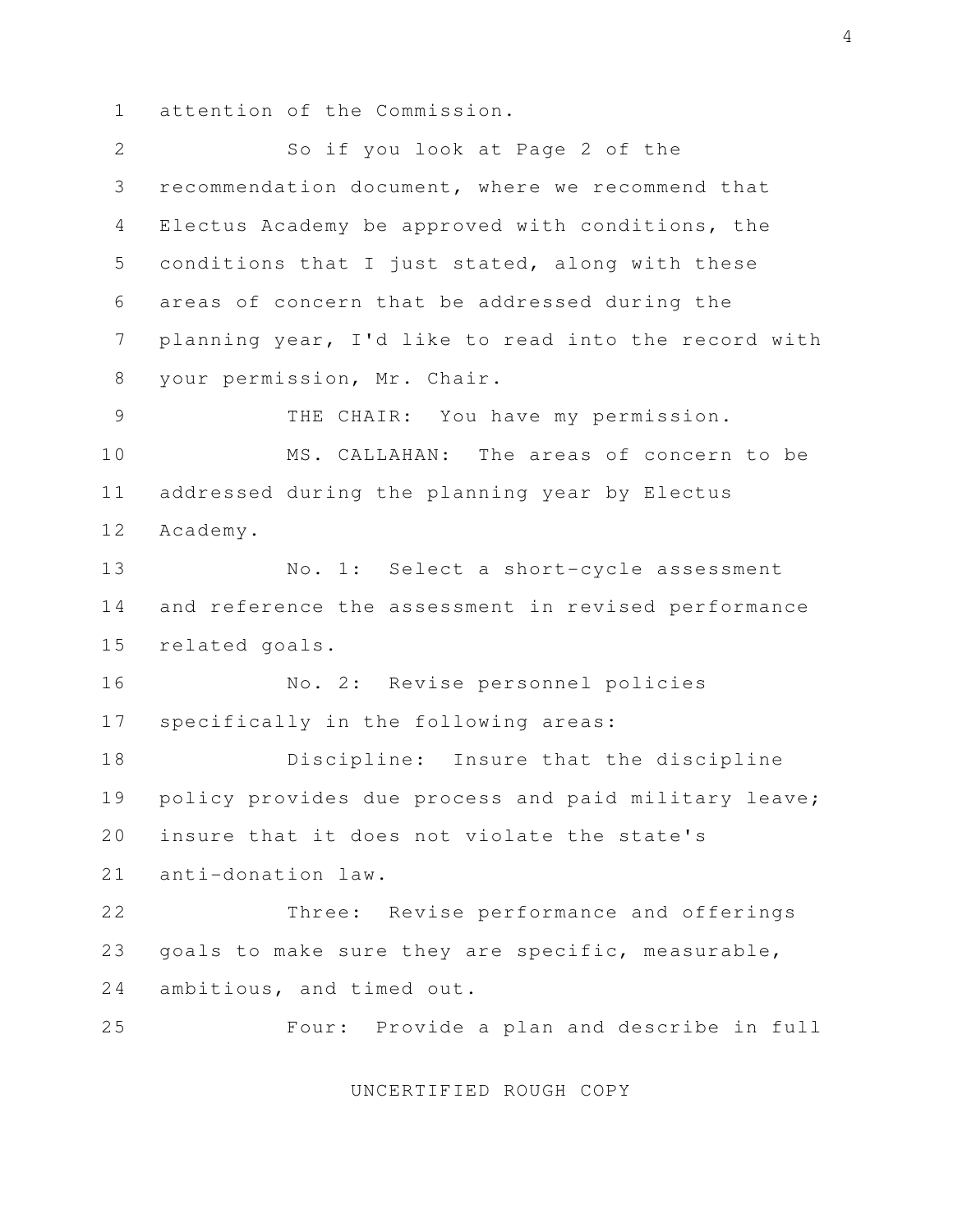attention of the Commission.

So if you look at Page 2 of the recommendation document, where we recommend that Electus Academy be approved with conditions, the conditions that I just stated, along with these areas of concern that be addressed during the planning year, I'd like to read into the record with your permission, Mr. Chair.

THE CHAIR: You have my permission.

MS. CALLAHAN: The areas of concern to be addressed during the planning year by Electus Academy.

No. 1: Select a short-cycle assessment and reference the assessment in revised performance related goals.

No. 2: Revise personnel policies specifically in the following areas:

Discipline: Insure that the discipline policy provides due process and paid military leave; insure that it does not violate the state's anti-donation law.

Three: Revise performance and offerings goals to make sure they are specific, measurable, ambitious, and timed out.

Four: Provide a plan and describe in full

UNCERTIFIED ROUGH COPY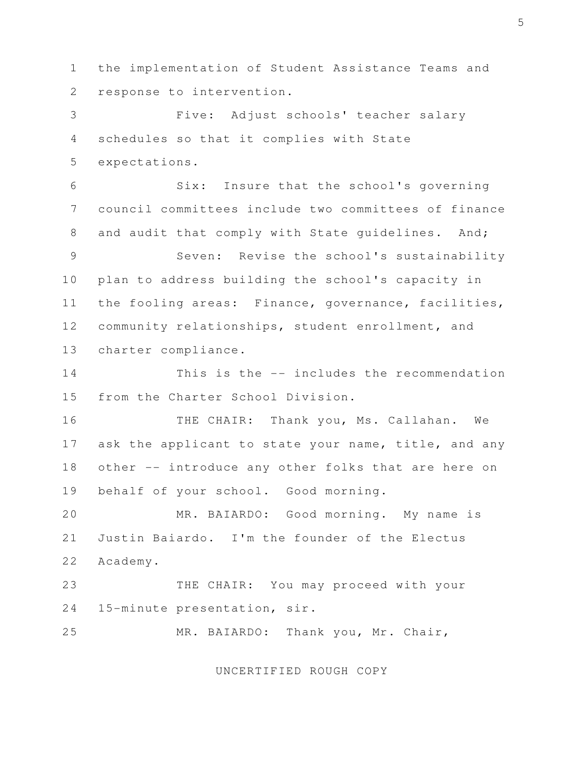the implementation of Student Assistance Teams and response to intervention.

Five: Adjust schools' teacher salary schedules so that it complies with State expectations.

Six: Insure that the school's governing council committees include two committees of finance and audit that comply with State guidelines. And;

Seven: Revise the school's sustainability plan to address building the school's capacity in the fooling areas: Finance, governance, facilities, community relationships, student enrollment, and charter compliance.

This is the -- includes the recommendation from the Charter School Division.

THE CHAIR: Thank you, Ms. Callahan. We ask the applicant to state your name, title, and any other -- introduce any other folks that are here on behalf of your school. Good morning.

MR. BAIARDO: Good morning. My name is Justin Baiardo. I'm the founder of the Electus Academy.

THE CHAIR: You may proceed with your 15-minute presentation, sir.

MR. BAIARDO: Thank you, Mr. Chair,

UNCERTIFIED ROUGH COPY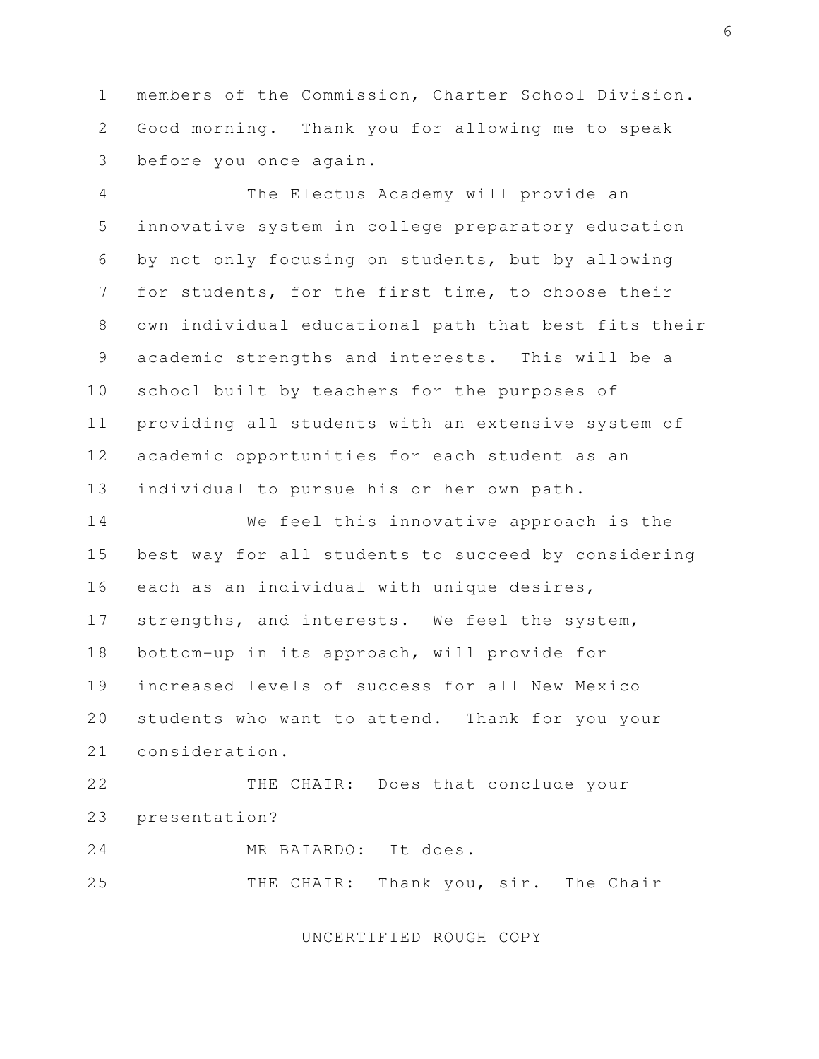members of the Commission, Charter School Division. Good morning. Thank you for allowing me to speak before you once again.

The Electus Academy will provide an innovative system in college preparatory education by not only focusing on students, but by allowing for students, for the first time, to choose their own individual educational path that best fits their academic strengths and interests. This will be a school built by teachers for the purposes of providing all students with an extensive system of academic opportunities for each student as an individual to pursue his or her own path.

We feel this innovative approach is the best way for all students to succeed by considering each as an individual with unique desires, strengths, and interests. We feel the system, bottom-up in its approach, will provide for increased levels of success for all New Mexico students who want to attend. Thank for you your consideration.

THE CHAIR: Does that conclude your presentation?

MR BAIARDO: It does.

THE CHAIR: Thank you, sir. The Chair

UNCERTIFIED ROUGH COPY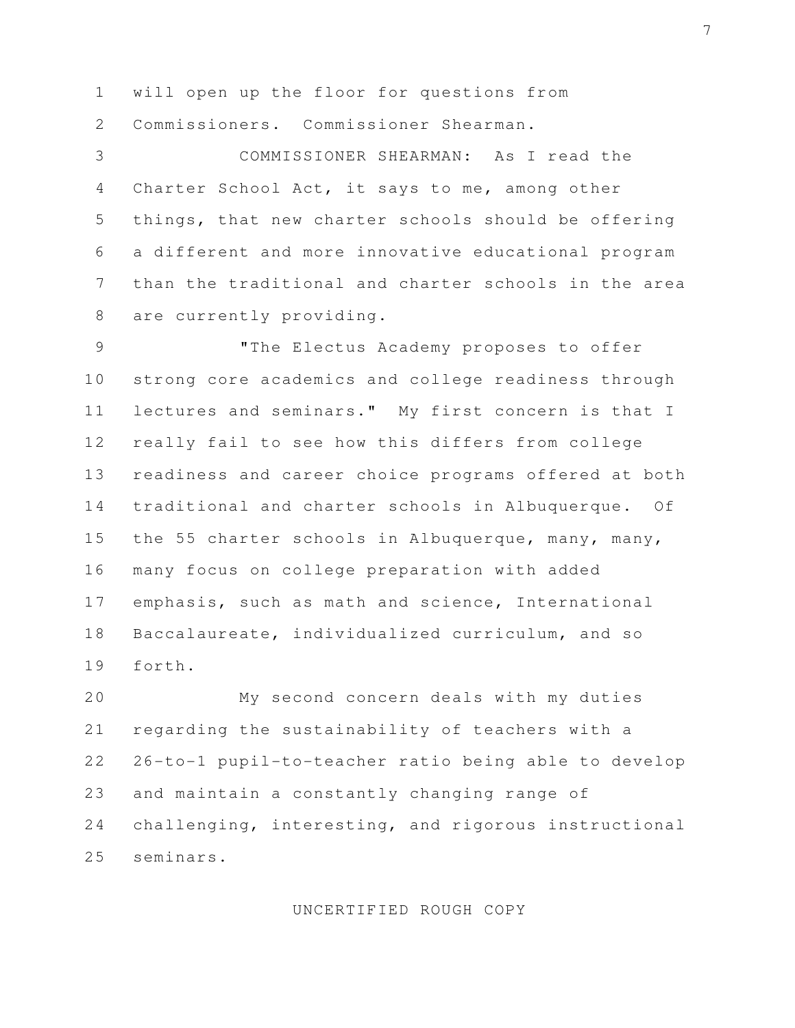will open up the floor for questions from Commissioners. Commissioner Shearman.

COMMISSIONER SHEARMAN: As I read the Charter School Act, it says to me, among other things, that new charter schools should be offering a different and more innovative educational program than the traditional and charter schools in the area are currently providing.

"The Electus Academy proposes to offer strong core academics and college readiness through lectures and seminars." My first concern is that I really fail to see how this differs from college readiness and career choice programs offered at both traditional and charter schools in Albuquerque. Of the 55 charter schools in Albuquerque, many, many, many focus on college preparation with added emphasis, such as math and science, International Baccalaureate, individualized curriculum, and so forth.

My second concern deals with my duties regarding the sustainability of teachers with a 26-to-1 pupil-to-teacher ratio being able to develop and maintain a constantly changing range of challenging, interesting, and rigorous instructional seminars.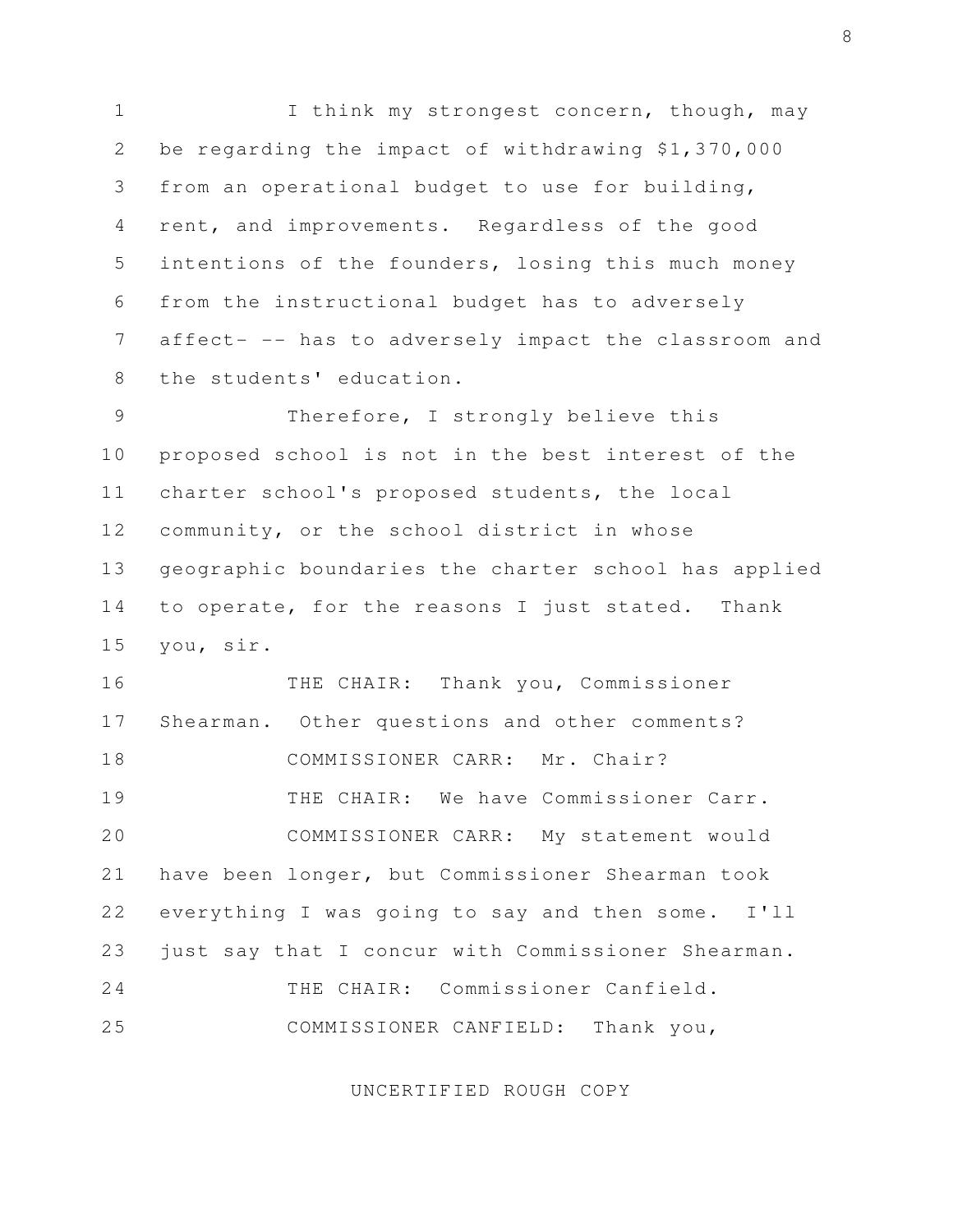I think my strongest concern, though, may be regarding the impact of withdrawing $1,370,000 from an operational budget to use for building, rent, and improvements. Regardless of the good intentions of the founders, losing this much money from the instructional budget has to adversely affect- -- has to adversely impact the classroom and the students' education.

Therefore, I strongly believe this proposed school is not in the best interest of the charter school's proposed students, the local community, or the school district in whose geographic boundaries the charter school has applied to operate, for the reasons I just stated. Thank you, sir.

THE CHAIR: Thank you, Commissioner Shearman. Other questions and other comments?

COMMISSIONER CARR: Mr. Chair?

THE CHAIR: We have Commissioner Carr.

COMMISSIONER CARR: My statement would have been longer, but Commissioner Shearman took everything I was going to say and then some. I'll just say that I concur with Commissioner Shearman.

THE CHAIR: Commissioner Canfield.

COMMISSIONER CANFIELD: Thank you,

UNCERTIFIED ROUGH COPY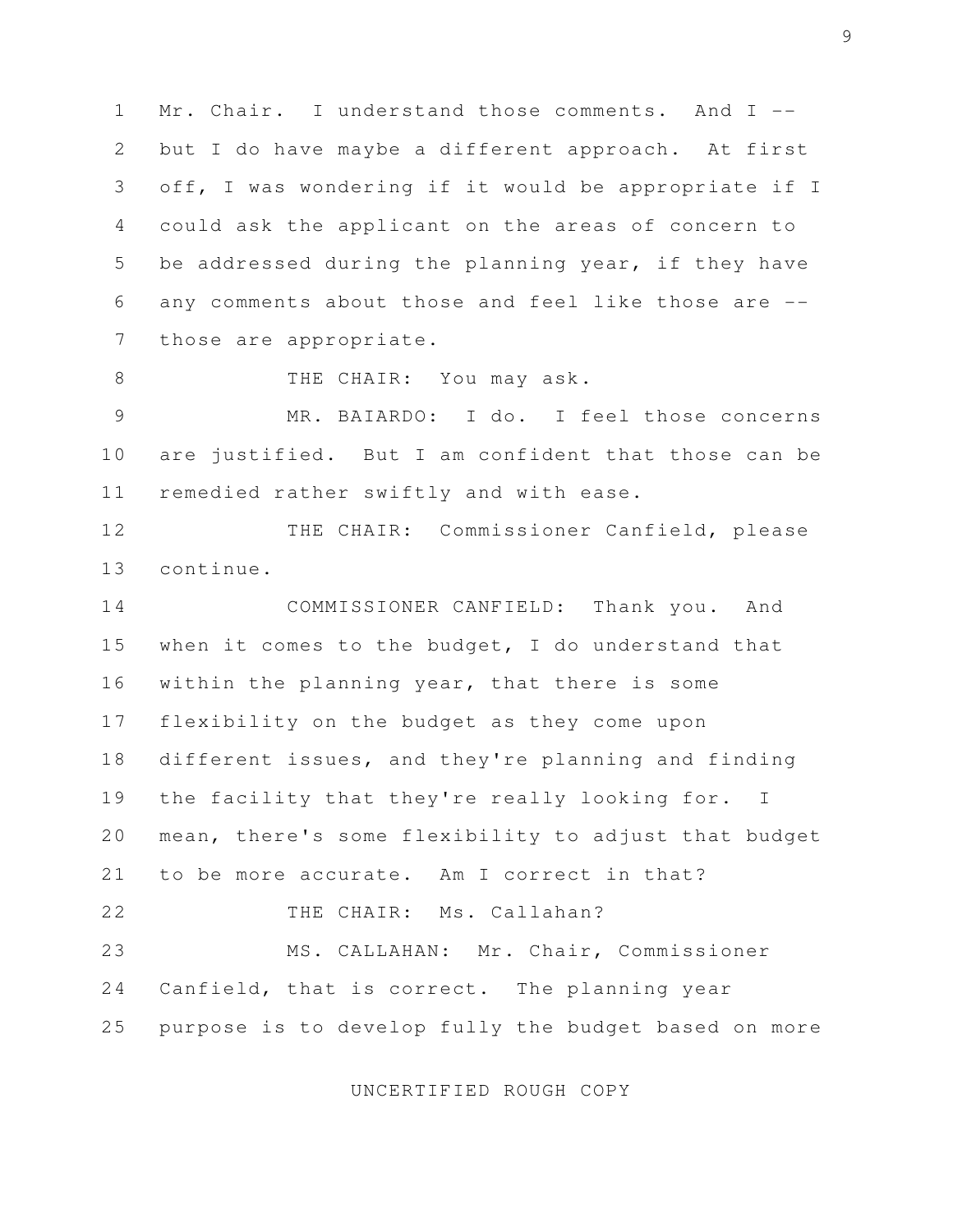Mr. Chair. I understand those comments. And I -- but I do have maybe a different approach. At first off, I was wondering if it would be appropriate if I could ask the applicant on the areas of concern to be addressed during the planning year, if they have any comments about those and feel like those are -- those are appropriate.

THE CHAIR: You may ask.

MR. BAIARDO: I do. I feel those concerns are justified. But I am confident that those can be remedied rather swiftly and with ease.

THE CHAIR: Commissioner Canfield, please continue.

COMMISSIONER CANFIELD: Thank you. And when it comes to the budget, I do understand that within the planning year, that there is some flexibility on the budget as they come upon different issues, and they're planning and finding the facility that they're really looking for. I mean, there's some flexibility to adjust that budget to be more accurate. Am I correct in that?

THE CHAIR: Ms. Callahan?

MS. CALLAHAN: Mr. Chair, Commissioner Canfield, that is correct. The planning year purpose is to develop fully the budget based on more

UNCERTIFIED ROUGH COPY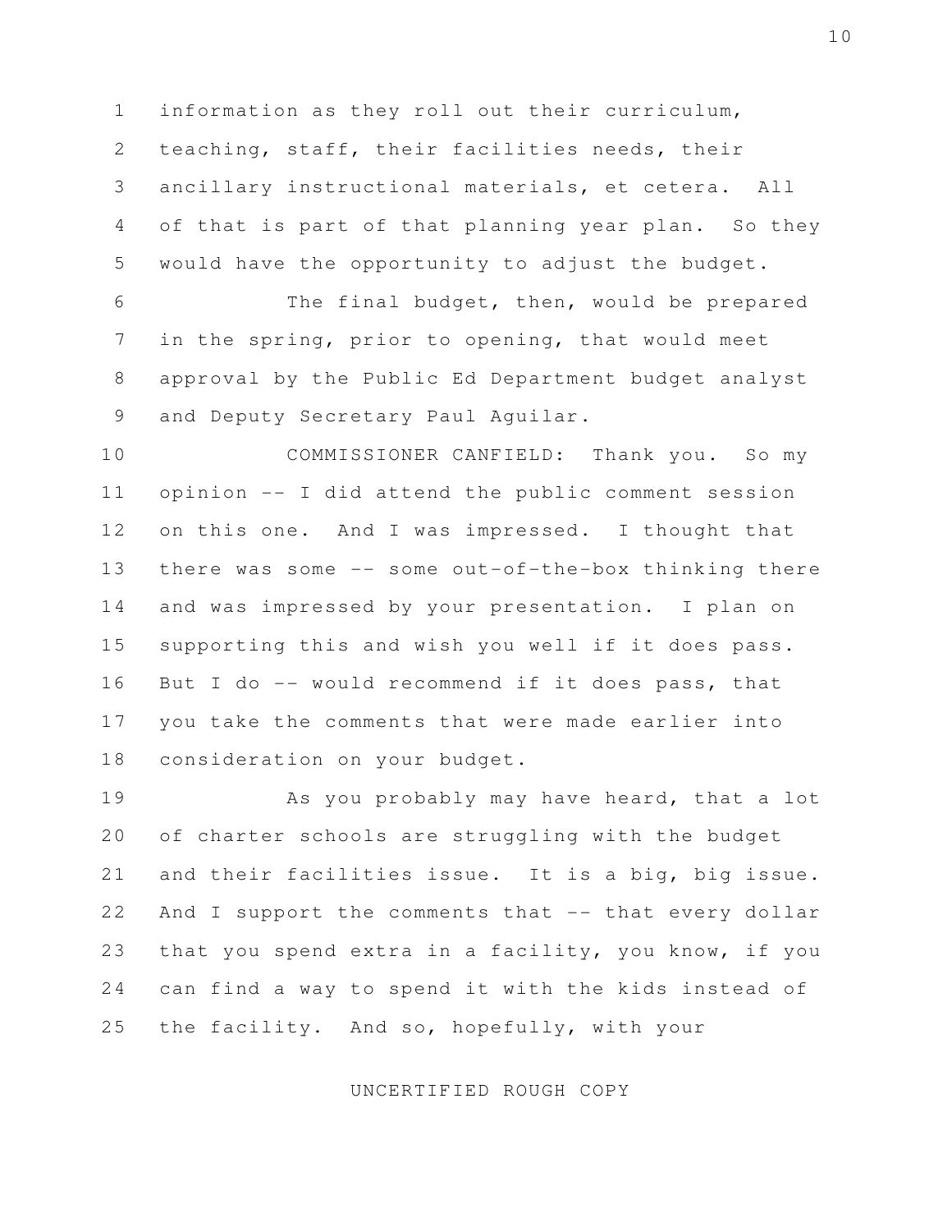information as they roll out their curriculum, teaching, staff, their facilities needs, their ancillary instructional materials, et cetera. All of that is part of that planning year plan. So they would have the opportunity to adjust the budget.

The final budget, then, would be prepared in the spring, prior to opening, that would meet approval by the Public Ed Department budget analyst and Deputy Secretary Paul Aguilar.

COMMISSIONER CANFIELD: Thank you. So my opinion -- I did attend the public comment session on this one. And I was impressed. I thought that there was some -- some out-of-the-box thinking there and was impressed by your presentation. I plan on supporting this and wish you well if it does pass. But I do -- would recommend if it does pass, that you take the comments that were made earlier into consideration on your budget.

As you probably may have heard, that a lot of charter schools are struggling with the budget and their facilities issue. It is a big, big issue. And I support the comments that -- that every dollar that you spend extra in a facility, you know, if you can find a way to spend it with the kids instead of the facility. And so, hopefully, with your

UNCERTIFIED ROUGH COPY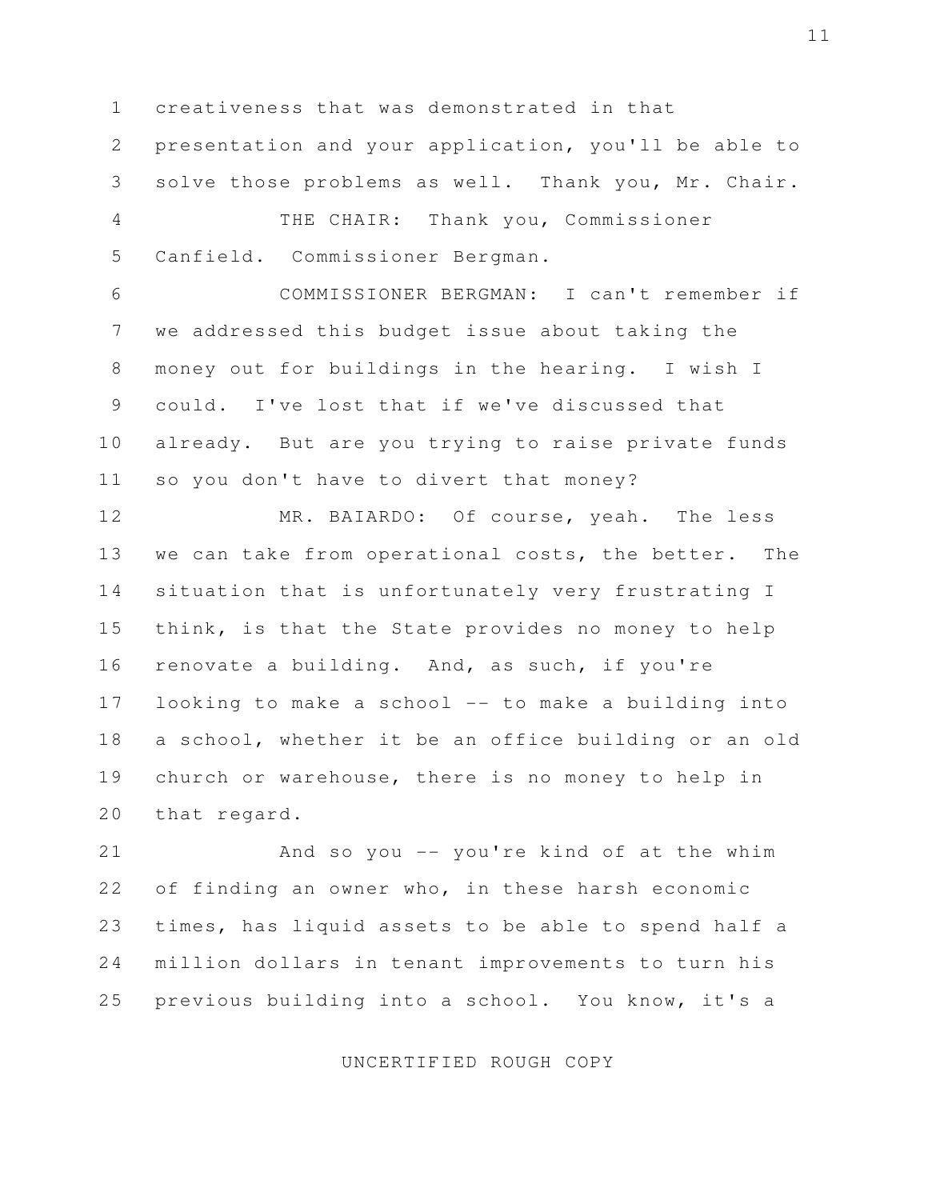creativeness that was demonstrated in that presentation and your application, you'll be able to solve those problems as well. Thank you, Mr. Chair.

THE CHAIR: Thank you, Commissioner Canfield. Commissioner Bergman.

COMMISSIONER BERGMAN: I can't remember if we addressed this budget issue about taking the money out for buildings in the hearing. I wish I could. I've lost that if we've discussed that already. But are you trying to raise private funds so you don't have to divert that money?

MR. BAIARDO: Of course, yeah. The less we can take from operational costs, the better. The situation that is unfortunately very frustrating I think, is that the State provides no money to help renovate a building. And, as such, if you're looking to make a school -- to make a building into a school, whether it be an office building or an old church or warehouse, there is no money to help in that regard.

And so you -- you're kind of at the whim of finding an owner who, in these harsh economic times, has liquid assets to be able to spend half a million dollars in tenant improvements to turn his previous building into a school. You know, it's a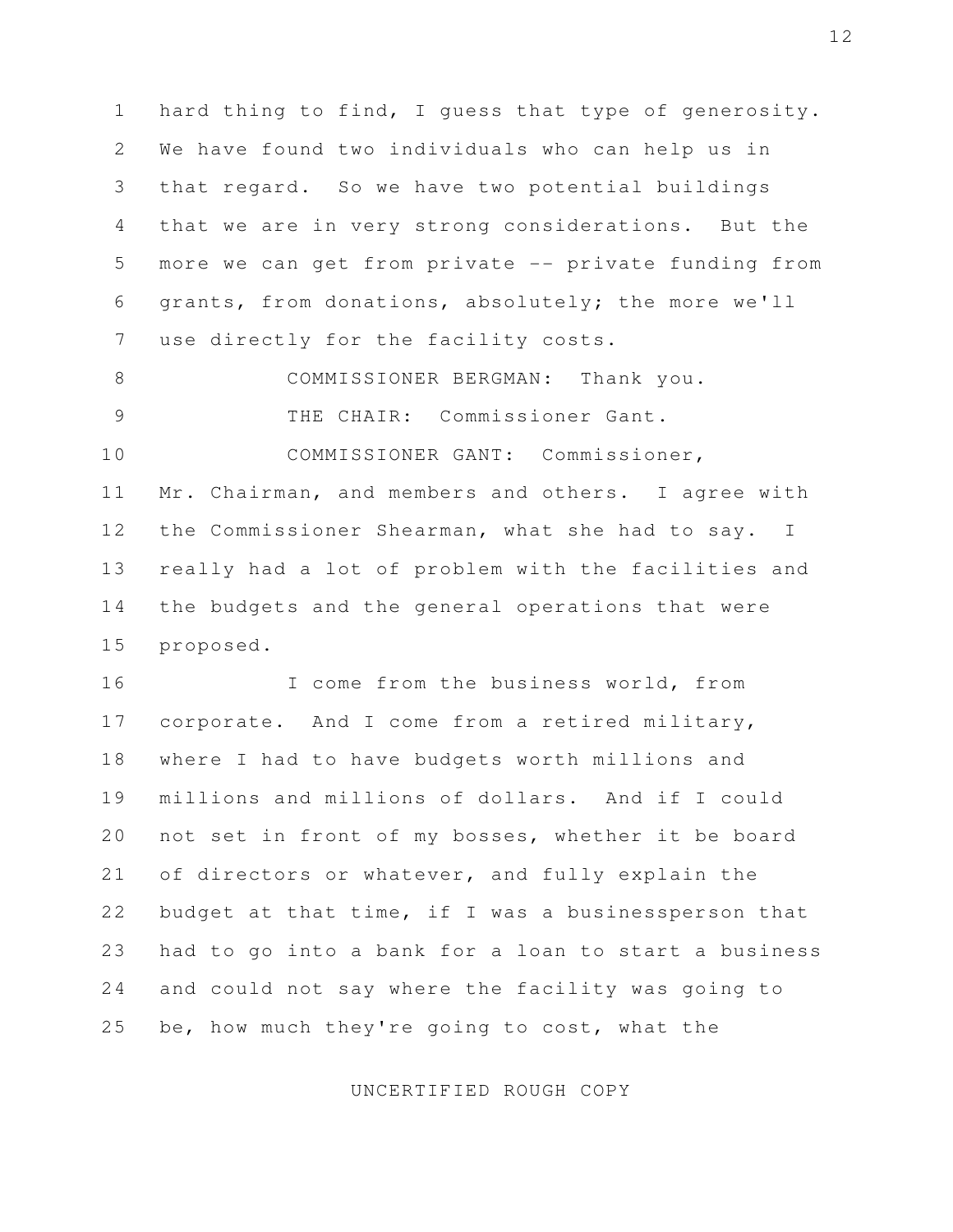hard thing to find, I guess that type of generosity. We have found two individuals who can help us in that regard. So we have two potential buildings that we are in very strong considerations. But the more we can get from private -- private funding from grants, from donations, absolutely; the more we'll use directly for the facility costs.

COMMISSIONER BERGMAN: Thank you.

THE CHAIR: Commissioner Gant.

COMMISSIONER GANT: Commissioner, Mr. Chairman, and members and others. I agree with the Commissioner Shearman, what she had to say. I really had a lot of problem with the facilities and the budgets and the general operations that were proposed.

I come from the business world, from corporate. And I come from a retired military, where I had to have budgets worth millions and millions and millions of dollars. And if I could not set in front of my bosses, whether it be board of directors or whatever, and fully explain the budget at that time, if I was a businessperson that had to go into a bank for a loan to start a business and could not say where the facility was going to be, how much they're going to cost, what the

UNCERTIFIED ROUGH COPY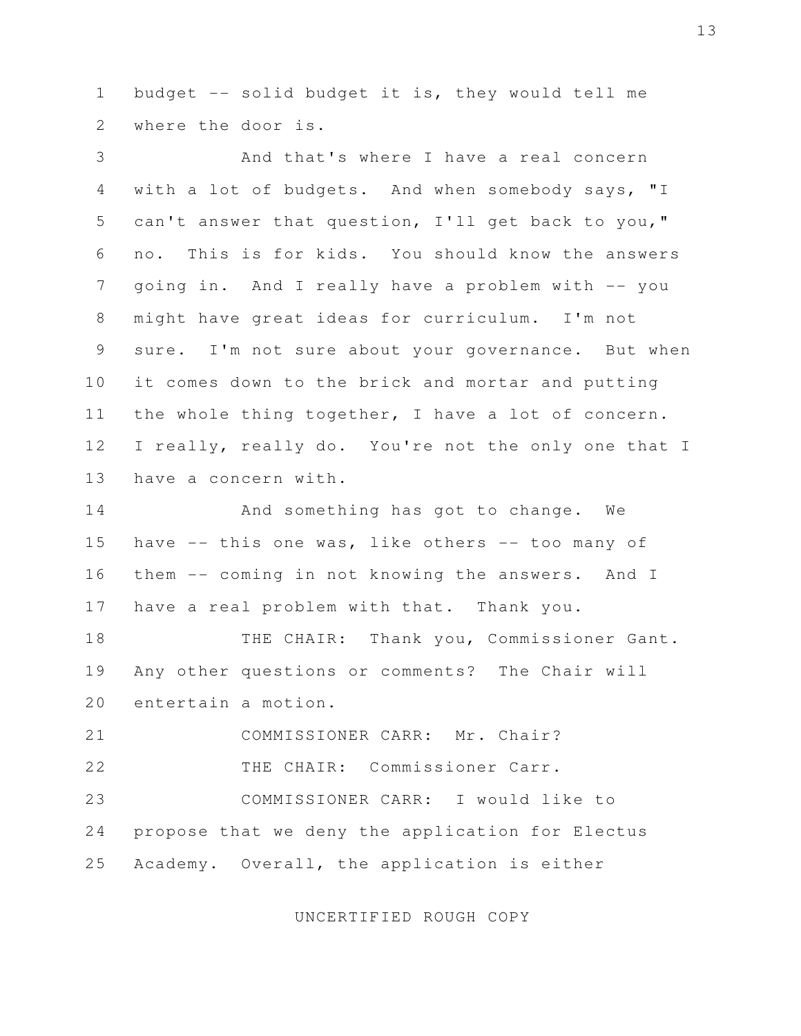budget -- solid budget it is, they would tell me where the door is.

And that's where I have a real concern with a lot of budgets. And when somebody says, "I can't answer that question, I'll get back to you," no. This is for kids. You should know the answers going in. And I really have a problem with -- you might have great ideas for curriculum. I'm not sure. I'm not sure about your governance. But when it comes down to the brick and mortar and putting the whole thing together, I have a lot of concern. I really, really do. You're not the only one that I have a concern with.

And something has got to change. We have -- this one was, like others -- too many of them -- coming in not knowing the answers. And I have a real problem with that. Thank you.

THE CHAIR: Thank you, Commissioner Gant. Any other questions or comments? The Chair will entertain a motion.

COMMISSIONER CARR: Mr. Chair?

THE CHAIR: Commissioner Carr.

COMMISSIONER CARR: I would like to propose that we deny the application for Electus Academy. Overall, the application is either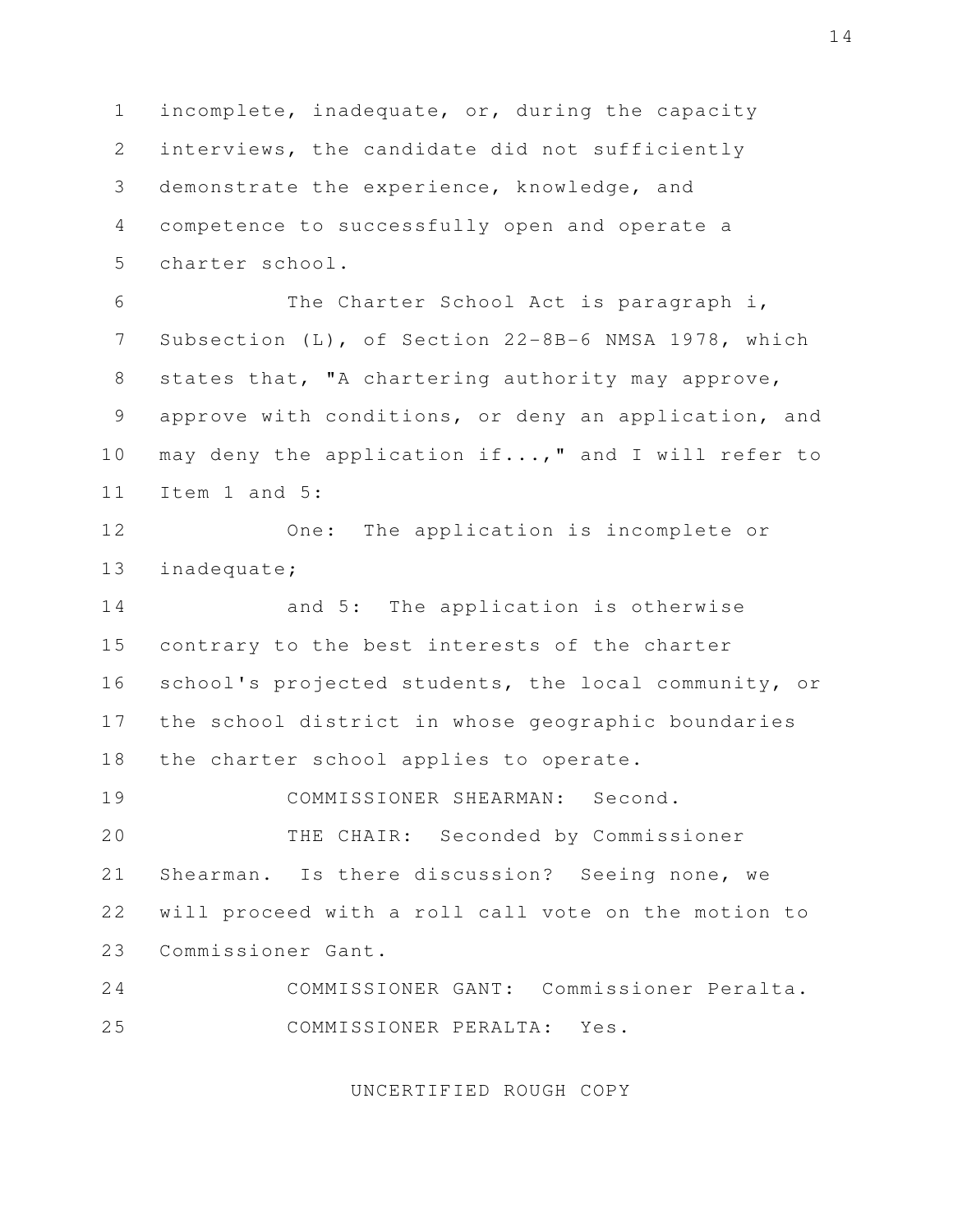incomplete, inadequate, or, during the capacity interviews, the candidate did not sufficiently demonstrate the experience, knowledge, and competence to successfully open and operate a charter school.

The Charter School Act is paragraph i, Subsection (L), of Section 22-8B-6 NMSA 1978, which states that, "A chartering authority may approve, approve with conditions, or deny an application, and may deny the application if...," and I will refer to Item 1 and 5:

One: The application is incomplete or inadequate;

and 5: The application is otherwise contrary to the best interests of the charter school's projected students, the local community, or the school district in whose geographic boundaries the charter school applies to operate.

COMMISSIONER SHEARMAN: Second.

THE CHAIR: Seconded by Commissioner Shearman. Is there discussion? Seeing none, we will proceed with a roll call vote on the motion to Commissioner Gant.

COMMISSIONER GANT: Commissioner Peralta.

COMMISSIONER PERALTA: Yes.

UNCERTIFIED ROUGH COPY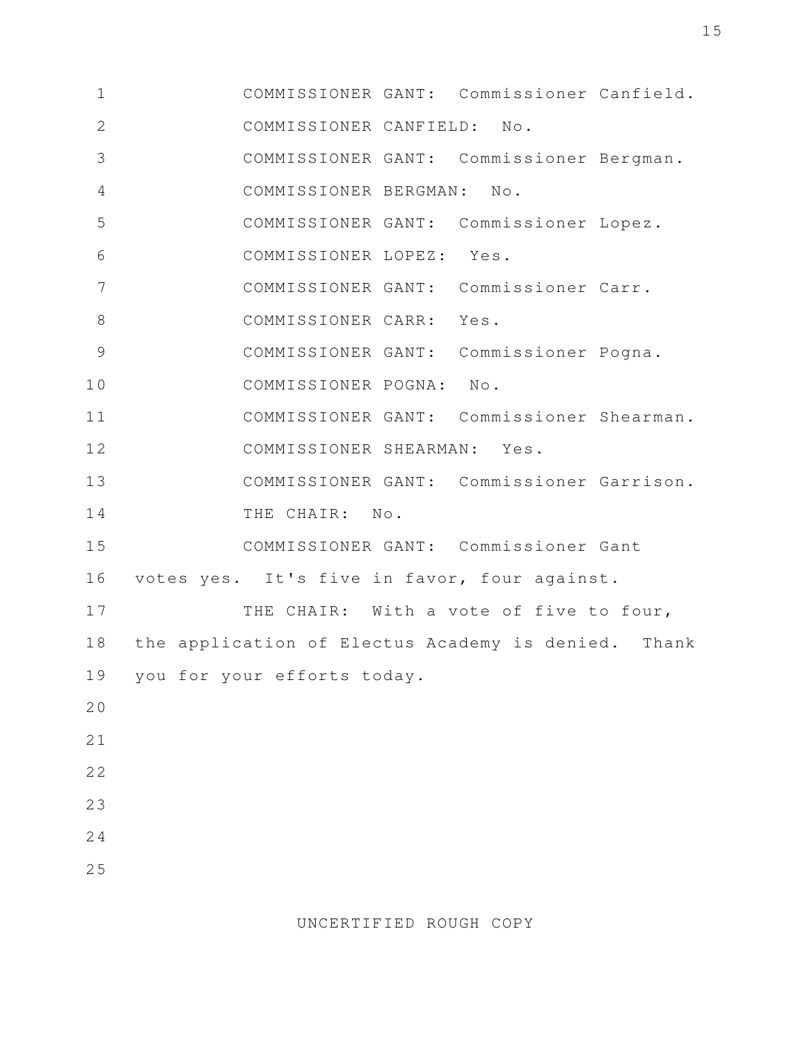COMMISSIONER GANT: Commissioner Canfield.

COMMISSIONER CANFIELD: No.

COMMISSIONER GANT: Commissioner Bergman.

COMMISSIONER BERGMAN: No.

COMMISSIONER GANT: Commissioner Lopez.

COMMISSIONER LOPEZ: Yes.

COMMISSIONER GANT: Commissioner Carr.

COMMISSIONER CARR: Yes.

COMMISSIONER GANT: Commissioner Pogna.

COMMISSIONER POGNA: No.

COMMISSIONER GANT: Commissioner Shearman.

COMMISSIONER SHEARMAN: Yes.

COMMISSIONER GANT: Commissioner Garrison.

THE CHAIR: No.

COMMISSIONER GANT: Commissioner Gant votes yes. It's five in favor, four against.

THE CHAIR: With a vote of five to four, the application of Electus Academy is denied. Thank you for your efforts today.

UNCERTIFIED ROUGH COPY